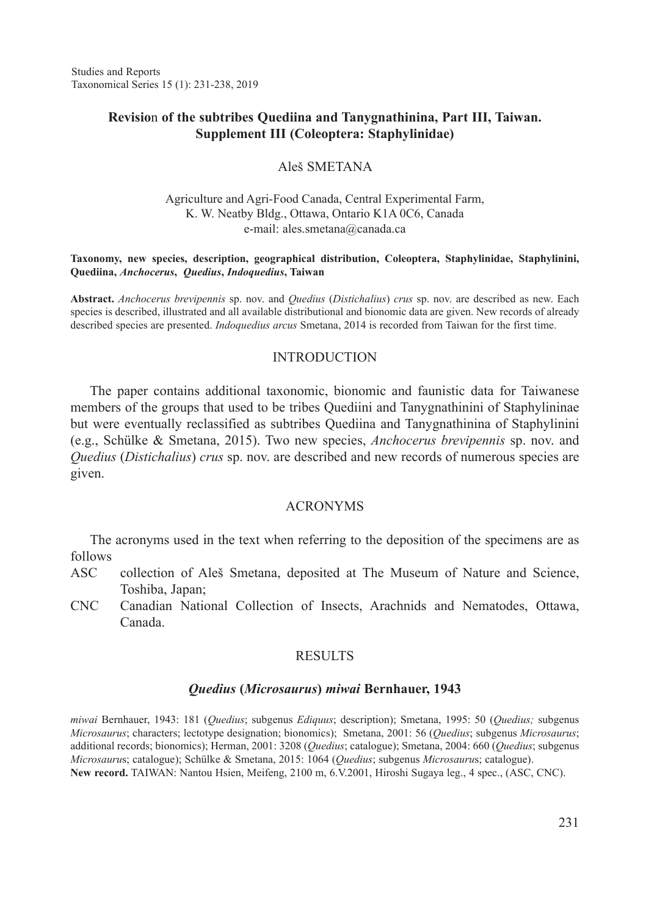Studies and Reports
Taxonomical Series 15 (1): 231-238, 2019

# Revision of the subtribes Quediina and Tanygnathinina, Part III, Taiwan. Supplement III (Coleoptera: Staphylinidae)

Aleš SMETANA

Agriculture and Agri-Food Canada, Central Experimental Farm,
K. W. Neatby Bldg., Ottawa, Ontario K1A 0C6, Canada
e-mail: ales.smetana@canada.ca

**Taxonomy, new species, description, geographical distribution, Coleoptera, Staphylinidae, Staphylinini, Quediina, *Anchocerus*, *Quedius*, *Indoquedius*, Taiwan**

**Abstract.** *Anchocerus brevipennis* sp. nov. and *Quedius* (*Distichalius*) *crus* sp. nov. are described as new. Each species is described, illustrated and all available distributional and bionomic data are given. New records of already described species are presented. *Indoquedius arcus* Smetana, 2014 is recorded from Taiwan for the first time.

## INTRODUCTION

The paper contains additional taxonomic, bionomic and faunistic data for Taiwanese members of the groups that used to be tribes Quediini and Tanygnathinini of Staphylininae but were eventually reclassified as subtribes Quediina and Tanygnathinina of Staphylinini (e.g., Schülke & Smetana, 2015). Two new species, *Anchocerus brevipennis* sp. nov. and *Quedius* (*Distichalius*) *crus* sp. nov. are described and new records of numerous species are given.

## ACRONYMS

The acronyms used in the text when referring to the deposition of the specimens are as follows

- ASC collection of Aleš Smetana, deposited at The Museum of Nature and Science, Toshiba, Japan;
- CNC Canadian National Collection of Insects, Arachnids and Nematodes, Ottawa, Canada.

## RESULTS

### *Quedius* (*Microsaurus*) *miwai* Bernhauer, 1943

*miwai* Bernhauer, 1943: 181 (*Quedius*; subgenus *Ediquus*; description); Smetana, 1995: 50 (*Quedius;* subgenus *Microsaurus*; characters; lectotype designation; bionomics); Smetana, 2001: 56 (*Quedius*; subgenus *Microsaurus*; additional records; bionomics); Herman, 2001: 3208 (*Quedius*; catalogue); Smetana, 2004: 660 (*Quedius*; subgenus *Microsaurus*; catalogue); Schülke & Smetana, 2015: 1064 (*Quedius*; subgenus *Microsaurus*; catalogue).
**New record.** TAIWAN: Nantou Hsien, Meifeng, 2100 m, 6.V.2001, Hiroshi Sugaya leg., 4 spec., (ASC, CNC).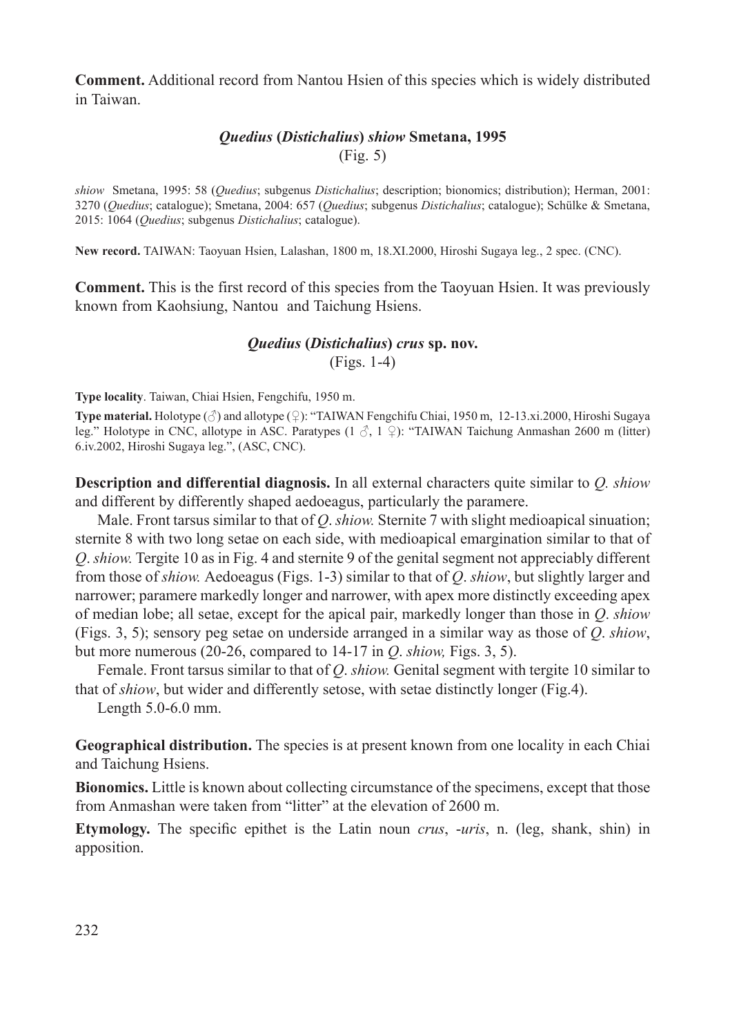**Comment.** Additional record from Nantou Hsien of this species which is widely distributed in Taiwan.

### *Quedius* (*Distichalius*) *shiow* Smetana, 1995

(Fig. 5)

*shiow* Smetana, 1995: 58 (*Quedius*; subgenus *Distichalius*; description; bionomics; distribution); Herman, 2001: 3270 (*Quedius*; catalogue); Smetana, 2004: 657 (*Quedius*; subgenus *Distichalius*; catalogue); Schülke & Smetana, 2015: 1064 (*Quedius*; subgenus *Distichalius*; catalogue).

**New record.** TAIWAN: Taoyuan Hsien, Lalashan, 1800 m, 18.XI.2000, Hiroshi Sugaya leg., 2 spec. (CNC).

**Comment.** This is the first record of this species from the Taoyuan Hsien. It was previously known from Kaohsiung, Nantou and Taichung Hsiens.

### *Quedius* (*Distichalius*) *crus* sp. nov.

(Figs. 1-4)

**Type locality**. Taiwan, Chiai Hsien, Fengchifu, 1950 m.

**Type material.** Holotype (♂) and allotype (♀): "TAIWAN Fengchifu Chiai, 1950 m, 12-13.xi.2000, Hiroshi Sugaya leg." Holotype in CNC, allotype in ASC. Paratypes (1 ♂, 1 ♀): "TAIWAN Taichung Anmashan 2600 m (litter) 6.iv.2002, Hiroshi Sugaya leg.", (ASC, CNC).

**Description and differential diagnosis.** In all external characters quite similar to *Q. shiow* and different by differently shaped aedoeagus, particularly the paramere.

Male. Front tarsus similar to that of *Q*. *shiow.* Sternite 7 with slight medioapical sinuation; sternite 8 with two long setae on each side, with medioapical emargination similar to that of *Q*. *shiow.* Tergite 10 as in Fig. 4 and sternite 9 of the genital segment not appreciably different from those of *shiow.* Aedoeagus (Figs. 1-3) similar to that of *Q*. *shiow*, but slightly larger and narrower; paramere markedly longer and narrower, with apex more distinctly exceeding apex of median lobe; all setae, except for the apical pair, markedly longer than those in *Q*. *shiow* (Figs. 3, 5); sensory peg setae on underside arranged in a similar way as those of *Q*. *shiow*, but more numerous (20-26, compared to 14-17 in *Q*. *shiow,* Figs. 3, 5).

Female. Front tarsus similar to that of *Q*. *shiow.* Genital segment with tergite 10 similar to that of *shiow*, but wider and differently setose, with setae distinctly longer (Fig.4).

Length 5.0-6.0 mm.

**Geographical distribution.** The species is at present known from one locality in each Chiai and Taichung Hsiens.

**Bionomics.** Little is known about collecting circumstance of the specimens, except that those from Anmashan were taken from "litter" at the elevation of 2600 m.

**Etymology.** The specific epithet is the Latin noun *crus*, *-uris*, n. (leg, shank, shin) in apposition.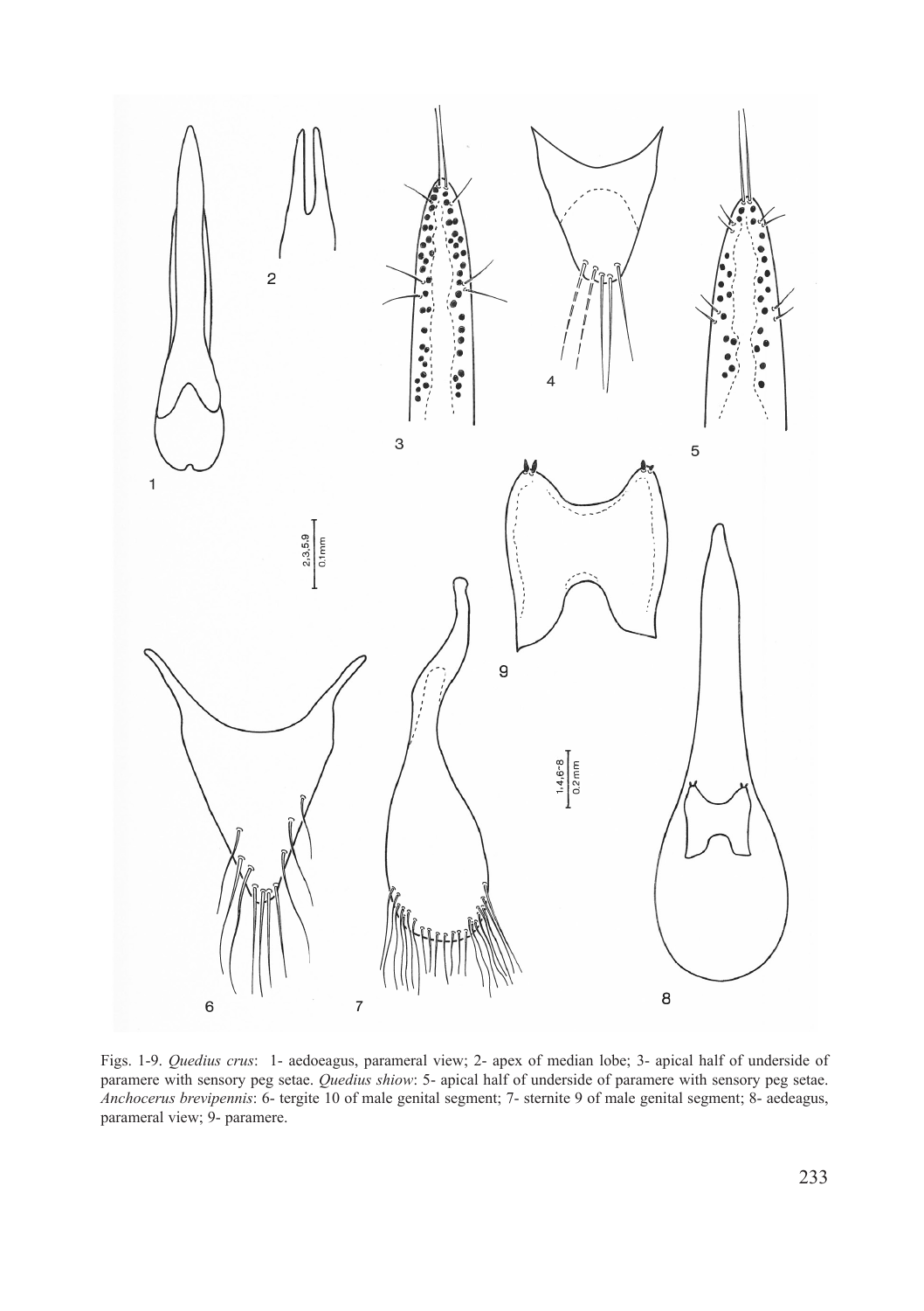Figs. 1-9. *Quedius crus*: 1- aedoeagus, parameral view; 2- apex of median lobe; 3- apical half of underside of paramere with sensory peg setae. *Quedius shiow*: 5- apical half of underside of paramere with sensory peg setae. *Anchocerus brevipennis*: 6- tergite 10 of male genital segment; 7- sternite 9 of male genital segment; 8- aedeagus, parameral view; 9- paramere.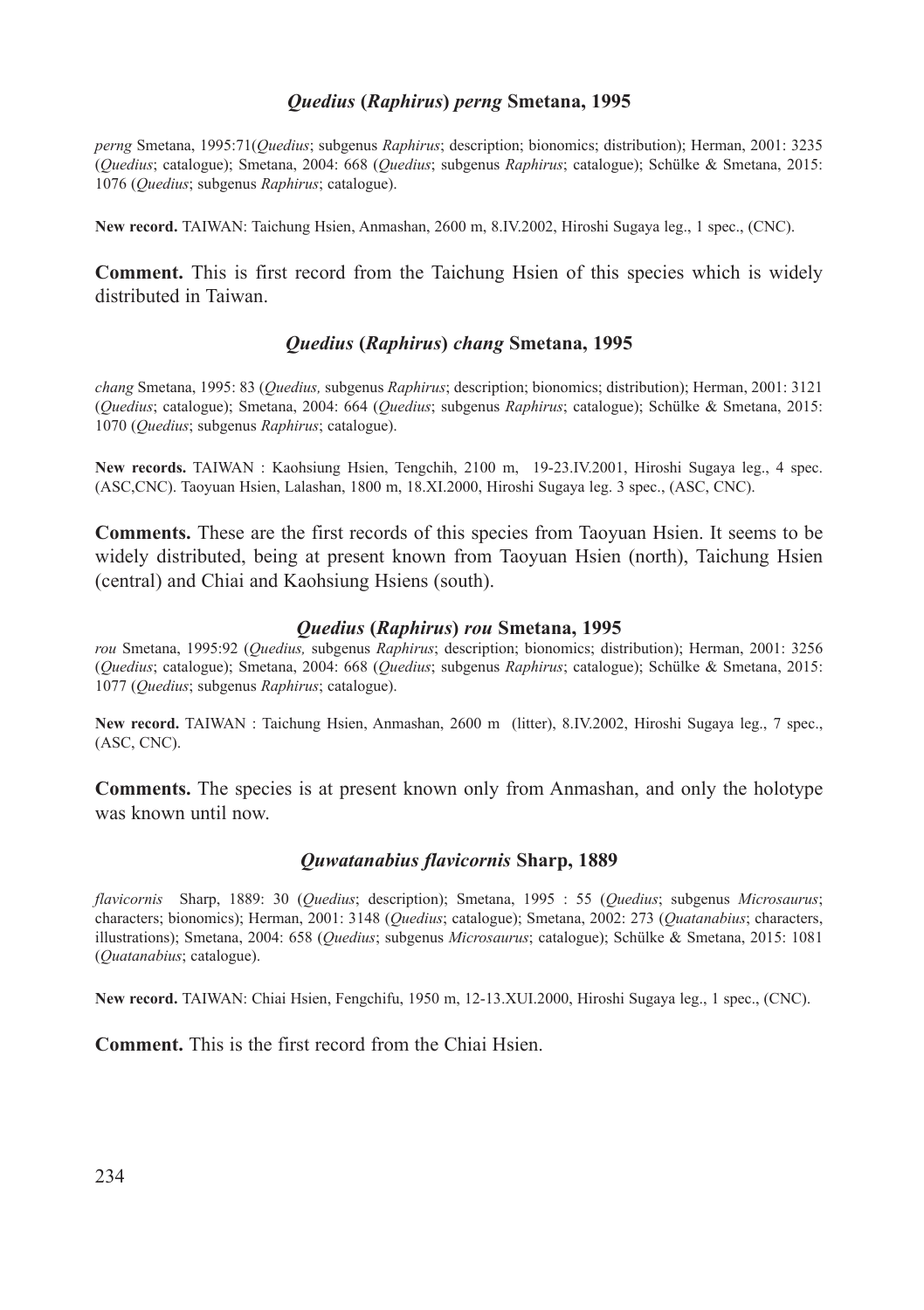### *Quedius* (*Raphirus*) *perng* Smetana, 1995

*perng* Smetana, 1995:71(*Quedius*; subgenus *Raphirus*; description; bionomics; distribution); Herman, 2001: 3235 (*Quedius*; catalogue); Smetana, 2004: 668 (*Quedius*; subgenus *Raphirus*; catalogue); Schülke & Smetana, 2015: 1076 (*Quedius*; subgenus *Raphirus*; catalogue).

**New record.** TAIWAN: Taichung Hsien, Anmashan, 2600 m, 8.IV.2002, Hiroshi Sugaya leg., 1 spec., (CNC).

**Comment.** This is first record from the Taichung Hsien of this species which is widely distributed in Taiwan.

### *Quedius* (*Raphirus*) *chang* Smetana, 1995

*chang* Smetana, 1995: 83 (*Quedius,* subgenus *Raphirus*; description; bionomics; distribution); Herman, 2001: 3121 (*Quedius*; catalogue); Smetana, 2004: 664 (*Quedius*; subgenus *Raphirus*; catalogue); Schülke & Smetana, 2015: 1070 (*Quedius*; subgenus *Raphirus*; catalogue).

**New records.** TAIWAN : Kaohsiung Hsien, Tengchih, 2100 m, 19-23.IV.2001, Hiroshi Sugaya leg., 4 spec. (ASC,CNC). Taoyuan Hsien, Lalashan, 1800 m, 18.XI.2000, Hiroshi Sugaya leg. 3 spec., (ASC, CNC).

**Comments.** These are the first records of this species from Taoyuan Hsien. It seems to be widely distributed, being at present known from Taoyuan Hsien (north), Taichung Hsien (central) and Chiai and Kaohsiung Hsiens (south).

### *Quedius* (*Raphirus*) *rou* Smetana, 1995

*rou* Smetana, 1995:92 (*Quedius,* subgenus *Raphirus*; description; bionomics; distribution); Herman, 2001: 3256 (*Quedius*; catalogue); Smetana, 2004: 668 (*Quedius*; subgenus *Raphirus*; catalogue); Schülke & Smetana, 2015: 1077 (*Quedius*; subgenus *Raphirus*; catalogue).

**New record.** TAIWAN : Taichung Hsien, Anmashan, 2600 m (litter), 8.IV.2002, Hiroshi Sugaya leg., 7 spec., (ASC, CNC).

**Comments.** The species is at present known only from Anmashan, and only the holotype was known until now.

### *Quwatanabius flavicornis* Sharp, 1889

*flavicornis* Sharp, 1889: 30 (*Quedius*; description); Smetana, 1995 : 55 (*Quedius*; subgenus *Microsaurus*; characters; bionomics); Herman, 2001: 3148 (*Quedius*; catalogue); Smetana, 2002: 273 (*Quatanabius*; characters, illustrations); Smetana, 2004: 658 (*Quedius*; subgenus *Microsaurus*; catalogue); Schülke & Smetana, 2015: 1081 (*Quatanabius*; catalogue).

**New record.** TAIWAN: Chiai Hsien, Fengchifu, 1950 m, 12-13.XUI.2000, Hiroshi Sugaya leg., 1 spec., (CNC).

**Comment.** This is the first record from the Chiai Hsien.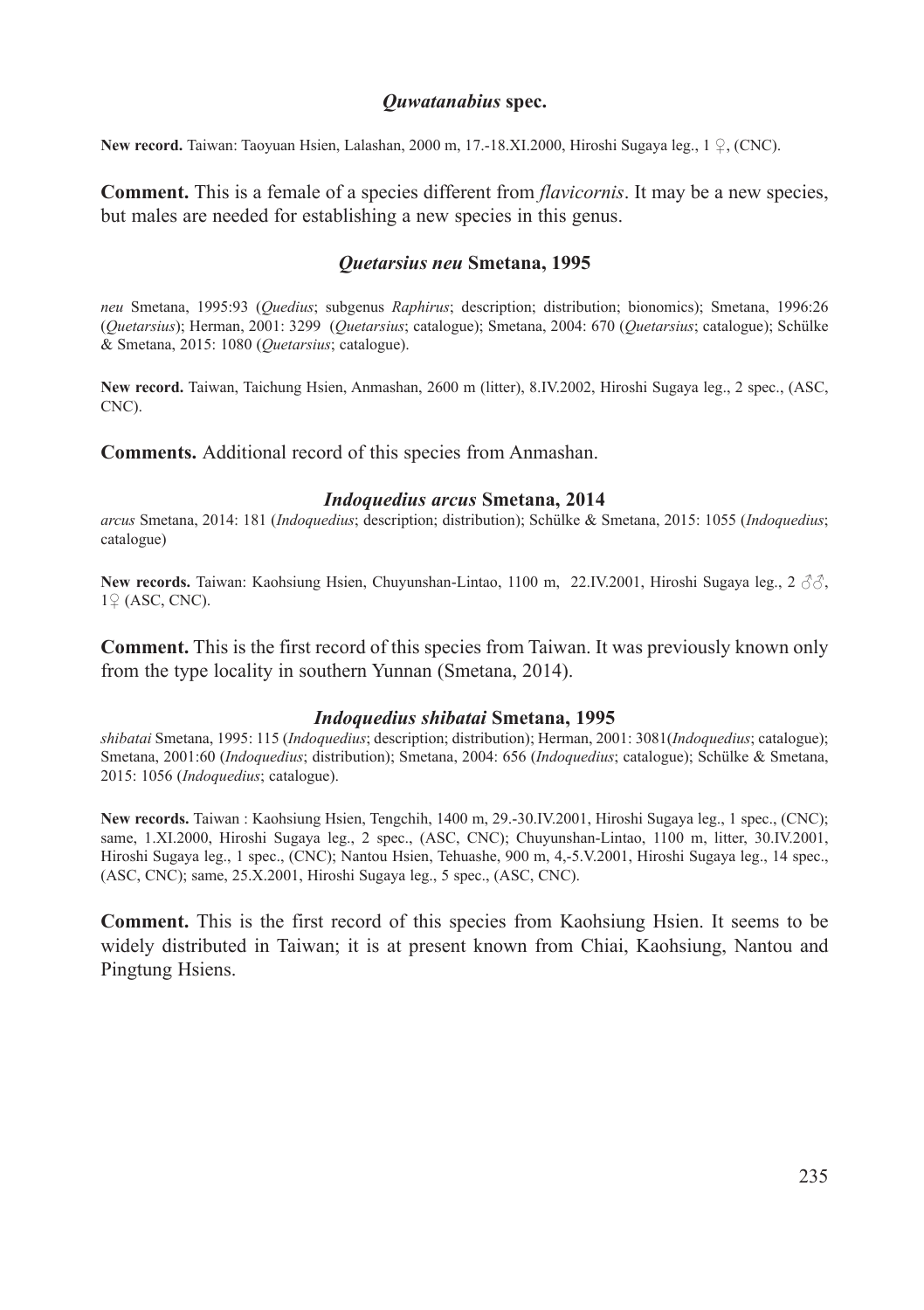### *Quwatanabius* spec.

**New record.** Taiwan: Taoyuan Hsien, Lalashan, 2000 m, 17.-18.XI.2000, Hiroshi Sugaya leg., 1 ♀, (CNC).

**Comment.** This is a female of a species different from *flavicornis*. It may be a new species, but males are needed for establishing a new species in this genus.

### *Quetarsius neu* Smetana, 1995

*neu* Smetana, 1995:93 (*Quedius*; subgenus *Raphirus*; description; distribution; bionomics); Smetana, 1996:26 (*Quetarsius*); Herman, 2001: 3299 (*Quetarsius*; catalogue); Smetana, 2004: 670 (*Quetarsius*; catalogue); Schülke & Smetana, 2015: 1080 (*Quetarsius*; catalogue).

**New record.** Taiwan, Taichung Hsien, Anmashan, 2600 m (litter), 8.IV.2002, Hiroshi Sugaya leg., 2 spec., (ASC, CNC).

**Comments.** Additional record of this species from Anmashan.

### *Indoquedius arcus* Smetana, 2014

*arcus* Smetana, 2014: 181 (*Indoquedius*; description; distribution); Schülke & Smetana, 2015: 1055 (*Indoquedius*; catalogue)

**New records.** Taiwan: Kaohsiung Hsien, Chuyunshan-Lintao, 1100 m, 22.IV.2001, Hiroshi Sugaya leg., 2 ♂♂, 1♀ (ASC, CNC).

**Comment.** This is the first record of this species from Taiwan. It was previously known only from the type locality in southern Yunnan (Smetana, 2014).

### *Indoquedius shibatai* Smetana, 1995

*shibatai* Smetana, 1995: 115 (*Indoquedius*; description; distribution); Herman, 2001: 3081(*Indoquedius*; catalogue); Smetana, 2001:60 (*Indoquedius*; distribution); Smetana, 2004: 656 (*Indoquedius*; catalogue); Schülke & Smetana, 2015: 1056 (*Indoquedius*; catalogue).

**New records.** Taiwan : Kaohsiung Hsien, Tengchih, 1400 m, 29.-30.IV.2001, Hiroshi Sugaya leg., 1 spec., (CNC); same, 1.XI.2000, Hiroshi Sugaya leg., 2 spec., (ASC, CNC); Chuyunshan-Lintao, 1100 m, litter, 30.IV.2001, Hiroshi Sugaya leg., 1 spec., (CNC); Nantou Hsien, Tehuashe, 900 m, 4,-5.V.2001, Hiroshi Sugaya leg., 14 spec., (ASC, CNC); same, 25.X.2001, Hiroshi Sugaya leg., 5 spec., (ASC, CNC).

**Comment.** This is the first record of this species from Kaohsiung Hsien. It seems to be widely distributed in Taiwan; it is at present known from Chiai, Kaohsiung, Nantou and Pingtung Hsiens.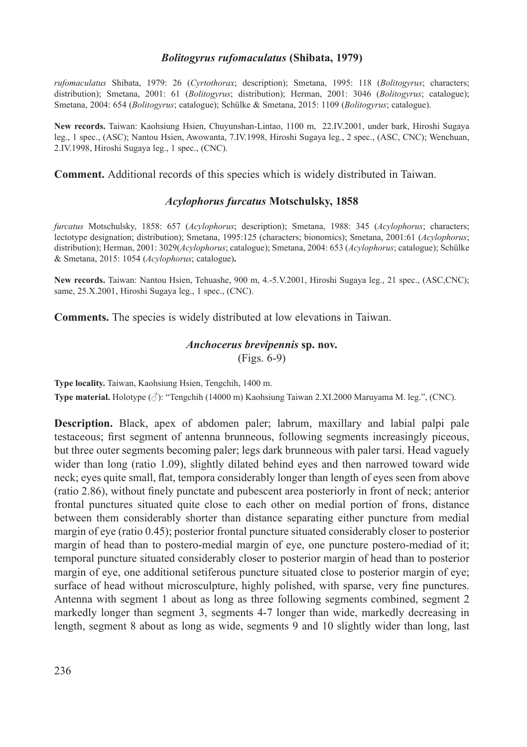### *Bolitogyrus rufomaculatus* (Shibata, 1979)

*rufomaculatus* Shibata, 1979: 26 (*Cyrtothorax*; description); Smetana, 1995: 118 (*Bolitogyrus*; characters; distribution); Smetana, 2001: 61 (*Bolitogyrus*; distribution); Herman, 2001: 3046 (*Bolitogyrus*; catalogue); Smetana, 2004: 654 (*Bolitogyrus*; catalogue); Schülke & Smetana, 2015: 1109 (*Bolitogyrus*; catalogue).

**New records.** Taiwan: Kaohsiung Hsien, Chuyunshan-Lintao, 1100 m, 22.IV.2001, under bark, Hiroshi Sugaya leg., 1 spec., (ASC); Nantou Hsien, Awowanta, 7.IV.1998, Hiroshi Sugaya leg., 2 spec., (ASC, CNC); Wenchuan, 2.IV.1998, Hiroshi Sugaya leg., 1 spec., (CNC).

**Comment.** Additional records of this species which is widely distributed in Taiwan.

### *Acylophorus furcatus* Motschulsky, 1858

*furcatus* Motschulsky, 1858: 657 (*Acylophorus*; description); Smetana, 1988: 345 (*Acylophorus*; characters; lectotype designation; distribution); Smetana, 1995:125 (characters; bionomics); Smetana, 2001:61 (*Acylophorus*; distribution); Herman, 2001: 3029(*Acylophorus*; catalogue); Smetana, 2004: 653 (*Acylophorus*; catalogue); Schülke & Smetana, 2015: 1054 (*Acylophorus*; catalogue).

**New records.** Taiwan: Nantou Hsien, Tehuashe, 900 m, 4.-5.V.2001, Hiroshi Sugaya leg., 21 spec., (ASC,CNC); same, 25.X.2001, Hiroshi Sugaya leg., 1 spec., (CNC).

**Comments.** The species is widely distributed at low elevations in Taiwan.

### *Anchocerus brevipennis* sp. nov.

(Figs. 6-9)

**Type locality.** Taiwan, Kaohsiung Hsien, Tengchih, 1400 m.

**Type material.** Holotype (♂): "Tengchih (14000 m) Kaohsiung Taiwan 2.XI.2000 Maruyama M. leg.", (CNC).

**Description.** Black, apex of abdomen paler; labrum, maxillary and labial palpi pale testaceous; first segment of antenna brunneous, following segments increasingly piceous, but three outer segments becoming paler; legs dark brunneous with paler tarsi. Head vaguely wider than long (ratio 1.09), slightly dilated behind eyes and then narrowed toward wide neck; eyes quite small, flat, tempora considerably longer than length of eyes seen from above (ratio 2.86), without finely punctate and pubescent area posteriorly in front of neck; anterior frontal punctures situated quite close to each other on medial portion of frons, distance between them considerably shorter than distance separating either puncture from medial margin of eye (ratio 0.45); posterior frontal puncture situated considerably closer to posterior margin of head than to postero-medial margin of eye, one puncture postero-mediad of it; temporal puncture situated considerably closer to posterior margin of head than to posterior margin of eye, one additional setiferous puncture situated close to posterior margin of eye; surface of head without microsculpture, highly polished, with sparse, very fine punctures. Antenna with segment 1 about as long as three following segments combined, segment 2 markedly longer than segment 3, segments 4-7 longer than wide, markedly decreasing in length, segment 8 about as long as wide, segments 9 and 10 slightly wider than long, last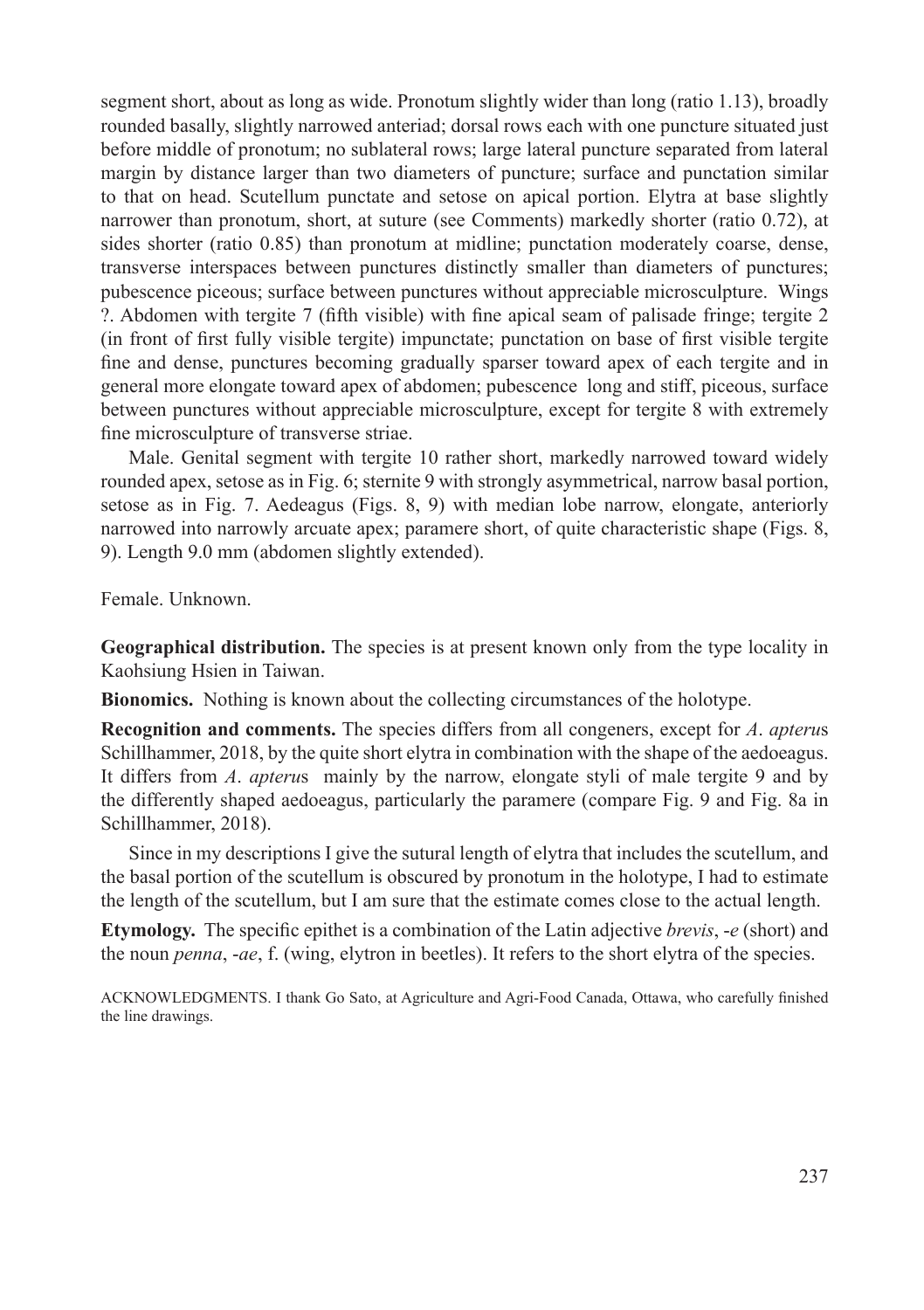segment short, about as long as wide. Pronotum slightly wider than long (ratio 1.13), broadly rounded basally, slightly narrowed anteriad; dorsal rows each with one puncture situated just before middle of pronotum; no sublateral rows; large lateral puncture separated from lateral margin by distance larger than two diameters of puncture; surface and punctation similar to that on head. Scutellum punctate and setose on apical portion. Elytra at base slightly narrower than pronotum, short, at suture (see Comments) markedly shorter (ratio 0.72), at sides shorter (ratio 0.85) than pronotum at midline; punctation moderately coarse, dense, transverse interspaces between punctures distinctly smaller than diameters of punctures; pubescence piceous; surface between punctures without appreciable microsculpture. Wings ?. Abdomen with tergite 7 (fifth visible) with fine apical seam of palisade fringe; tergite 2 (in front of first fully visible tergite) impunctate; punctation on base of first visible tergite fine and dense, punctures becoming gradually sparser toward apex of each tergite and in general more elongate toward apex of abdomen; pubescence long and stiff, piceous, surface between punctures without appreciable microsculpture, except for tergite 8 with extremely fine microsculpture of transverse striae.

Male. Genital segment with tergite 10 rather short, markedly narrowed toward widely rounded apex, setose as in Fig. 6; sternite 9 with strongly asymmetrical, narrow basal portion, setose as in Fig. 7. Aedeagus (Figs. 8, 9) with median lobe narrow, elongate, anteriorly narrowed into narrowly arcuate apex; paramere short, of quite characteristic shape (Figs. 8, 9). Length 9.0 mm (abdomen slightly extended).

Female. Unknown.

**Geographical distribution.** The species is at present known only from the type locality in Kaohsiung Hsien in Taiwan.

**Bionomics.** Nothing is known about the collecting circumstances of the holotype.

**Recognition and comments.** The species differs from all congeners, except for *A*. *apterus* Schillhammer, 2018, by the quite short elytra in combination with the shape of the aedoeagus. It differs from *A*. *apterus* mainly by the narrow, elongate styli of male tergite 9 and by the differently shaped aedoeagus, particularly the paramere (compare Fig. 9 and Fig. 8a in Schillhammer, 2018).

Since in my descriptions I give the sutural length of elytra that includes the scutellum, and the basal portion of the scutellum is obscured by pronotum in the holotype, I had to estimate the length of the scutellum, but I am sure that the estimate comes close to the actual length.

**Etymology.** The specific epithet is a combination of the Latin adjective *brevis*, -*e* (short) and the noun *penna*, -*ae*, f. (wing, elytron in beetles). It refers to the short elytra of the species.

ACKNOWLEDGMENTS. I thank Go Sato, at Agriculture and Agri-Food Canada, Ottawa, who carefully finished the line drawings.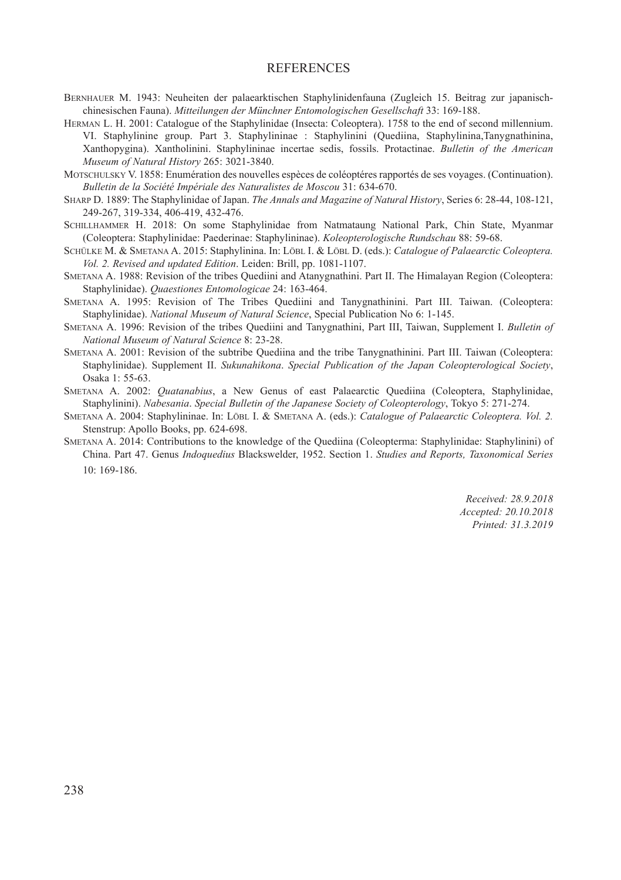## REFERENCES

Bernhauer M. 1943: Neuheiten der palaearktischen Staphylinidenfauna (Zugleich 15. Beitrag zur japanisch-chinesischen Fauna). *Mitteilungen der Münchner Entomologischen Gesellschaft* 33: 169-188.

Herman L. H. 2001: Catalogue of the Staphylinidae (Insecta: Coleoptera). 1758 to the end of second millennium. VI. Staphylinine group. Part 3. Staphylininae : Staphylinini (Quediina, Staphylinina,Tanygnathinina, Xanthopygina). Xantholinini. Staphylininae incertae sedis, fossils. Protactinae. *Bulletin of the American Museum of Natural History* 265: 3021-3840.

Motschulsky V. 1858: Enumération des nouvelles espèces de coléoptéres rapportés de ses voyages. (Continuation). *Bulletin de la Société Impériale des Naturalistes de Moscou* 31: 634-670.

Sharp D. 1889: The Staphylinidae of Japan. *The Annals and Magazine of Natural History*, Series 6: 28-44, 108-121, 249-267, 319-334, 406-419, 432-476.

Schillhammer H. 2018: On some Staphylinidae from Natmataung National Park, Chin State, Myanmar (Coleoptera: Staphylinidae: Paederinae: Staphylininae). *Koleopterologische Rundschau* 88: 59-68.

Schülke M. & Smetana A. 2015: Staphylinina. In: Löbl I. & Löbl D. (eds.): *Catalogue of Palaearctic Coleoptera. Vol. 2. Revised and updated Edition*. Leiden: Brill, pp. 1081-1107.

Smetana A. 1988: Revision of the tribes Quediini and Atanygnathini. Part II. The Himalayan Region (Coleoptera: Staphylinidae). *Quaestiones Entomologicae* 24: 163-464.

Smetana A. 1995: Revision of The Tribes Quediini and Tanygnathinini. Part III. Taiwan. (Coleoptera: Staphylinidae). *National Museum of Natural Science*, Special Publication No 6: 1-145.

Smetana A. 1996: Revision of the tribes Quediini and Tanygnathini, Part III, Taiwan, Supplement I. *Bulletin of National Museum of Natural Science* 8: 23-28.

Smetana A. 2001: Revision of the subtribe Quediina and the tribe Tanygnathinini. Part III. Taiwan (Coleoptera: Staphylinidae). Supplement II. *Sukunahikona*. *Special Publication of the Japan Coleopterological Society*, Osaka 1: 55-63.

Smetana A. 2002: *Quatanabius*, a New Genus of east Palaearctic Quediina (Coleoptera, Staphylinidae, Staphylinini). *Nabesania*. *Special Bulletin of the Japanese Society of Coleopterology*, Tokyo 5: 271-274.

Smetana A. 2004: Staphylininae. In: Löbl I. & Smetana A. (eds.): *Catalogue of Palaearctic Coleoptera. Vol. 2.* Stenstrup: Apollo Books, pp. 624-698.

Smetana A. 2014: Contributions to the knowledge of the Quediina (Coleopterma: Staphylinidae: Staphylinini) of China. Part 47. Genus *Indoquedius* Blackswelder, 1952. Section 1. *Studies and Reports, Taxonomical Series* 10: 169-186.

*Received: 28.9.2018*
*Accepted: 20.10.2018*
*Printed: 31.3.2019*